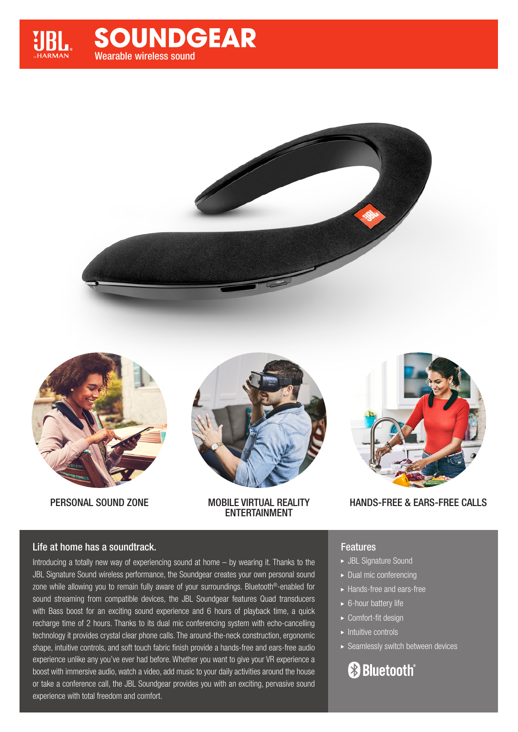# SOUNDGEAR

Wearable wireless sound

PERSONAL SOUND ZONE

MOBILE VIRTUAL REALITY ENTERTAINMENT

HANDS-FREE & EARS-FREE CALLS

## Life at home has a soundtrack.

Introducing a totally new way of experiencing sound at home – by wearing it. Thanks to the JBL Signature Sound wireless performance, the Soundgear creates your own personal sound zone while allowing you to remain fully aware of your surroundings. Bluetooth®-enabled for sound streaming from compatible devices, the JBL Soundgear features Quad transducers with Bass boost for an exciting sound experience and 6 hours of playback time, a quick recharge time of 2 hours. Thanks to its dual mic conferencing system with echo-cancelling technology it provides crystal clear phone calls. The around-the-neck construction, ergonomic shape, intuitive controls, and soft touch fabric finish provide a hands-free and ears-free audio experience unlike any you've ever had before. Whether you want to give your VR experience a boost with immersive audio, watch a video, add music to your daily activities around the house or take a conference call, the JBL Soundgear provides you with an exciting, pervasive sound experience with total freedom and comfort.

## Features

- JBL Signature Sound
- Dual mic conferencing
- Hands-free and ears-free
- 6-hour battery life
- Comfort-fit design
- Intuitive controls
- Seamlessly switch between devices

Bluetooth®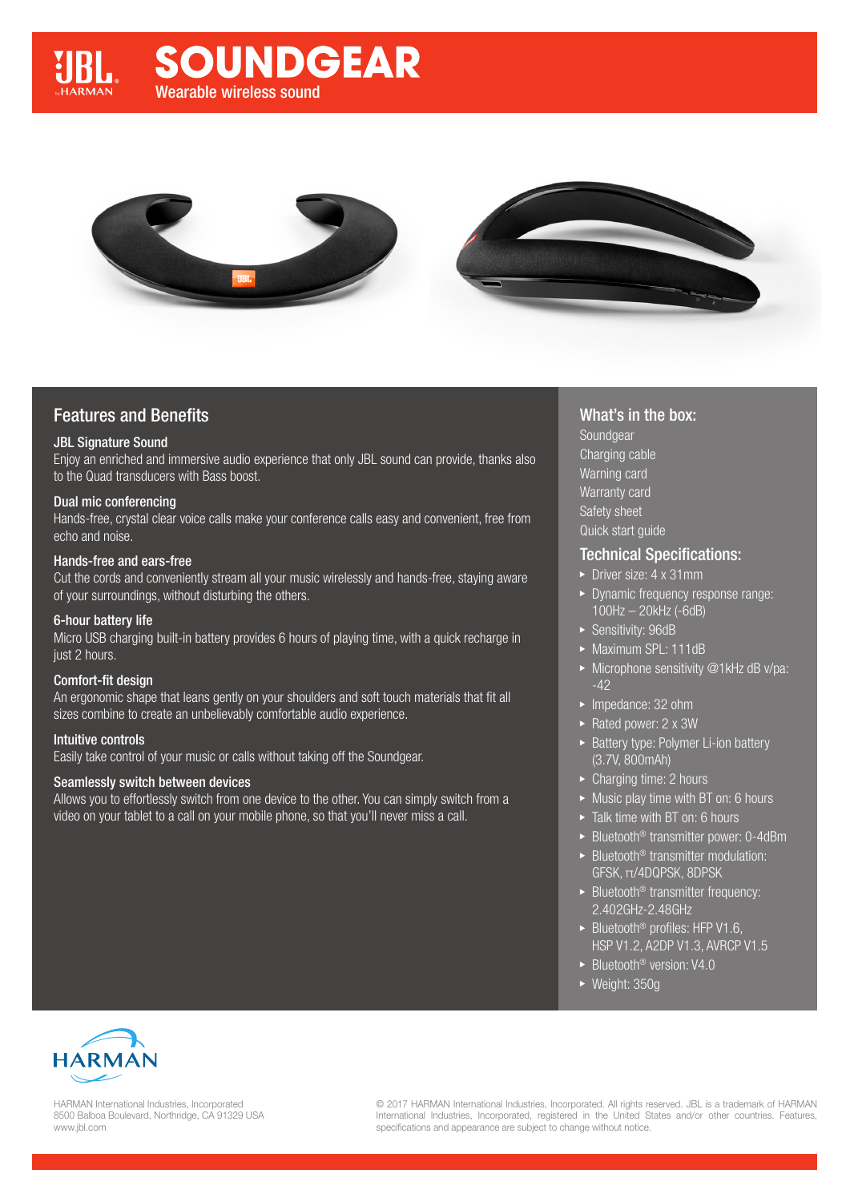# SOUNDGEAR

Wearable wireless sound

## Features and Benefits

### JBL Signature Sound

Enjoy an enriched and immersive audio experience that only JBL sound can provide, thanks also to the Quad transducers with Bass boost.

### Dual mic conferencing

Hands-free, crystal clear voice calls make your conference calls easy and convenient, free from echo and noise.

### Hands-free and ears-free

Cut the cords and conveniently stream all your music wirelessly and hands-free, staying aware of your surroundings, without disturbing the others.

### 6-hour battery life

Micro USB charging built-in battery provides 6 hours of playing time, with a quick recharge in just 2 hours.

### Comfort-fit design

An ergonomic shape that leans gently on your shoulders and soft touch materials that fit all sizes combine to create an unbelievably comfortable audio experience.

### Intuitive controls

Easily take control of your music or calls without taking off the Soundgear.

### Seamlessly switch between devices

Allows you to effortlessly switch from one device to the other. You can simply switch from a video on your tablet to a call on your mobile phone, so that you'll never miss a call.

## What's in the box:

Soundgear
Charging cable
Warning card
Warranty card
Safety sheet
Quick start guide

## Technical Specifications:

- Driver size: 4 x 31mm
- Dynamic frequency response range: 100Hz – 20kHz (-6dB)
- Sensitivity: 96dB
- Maximum SPL: 111dB
- Microphone sensitivity @1kHz dB v/pa: -42
- Impedance: 32 ohm
- Rated power: 2 x 3W
- Battery type: Polymer Li-ion battery (3.7V, 800mAh)
- Charging time: 2 hours
- Music play time with BT on: 6 hours
- Talk time with BT on: 6 hours
- Bluetooth® transmitter power: 0-4dBm
- Bluetooth® transmitter modulation: GFSK, π/4DQPSK, 8DPSK
- Bluetooth® transmitter frequency: 2.402GHz-2.48GHz
- Bluetooth® profiles: HFP V1.6, HSP V1.2, A2DP V1.3, AVRCP V1.5
- Bluetooth® version: V4.0
- Weight: 350g

HARMAN International Industries, Incorporated
8500 Balboa Boulevard, Northridge, CA 91329 USA
www.jbl.com

© 2017 HARMAN International Industries, Incorporated. All rights reserved. JBL is a trademark of HARMAN International Industries, Incorporated, registered in the United States and/or other countries. Features, specifications and appearance are subject to change without notice.